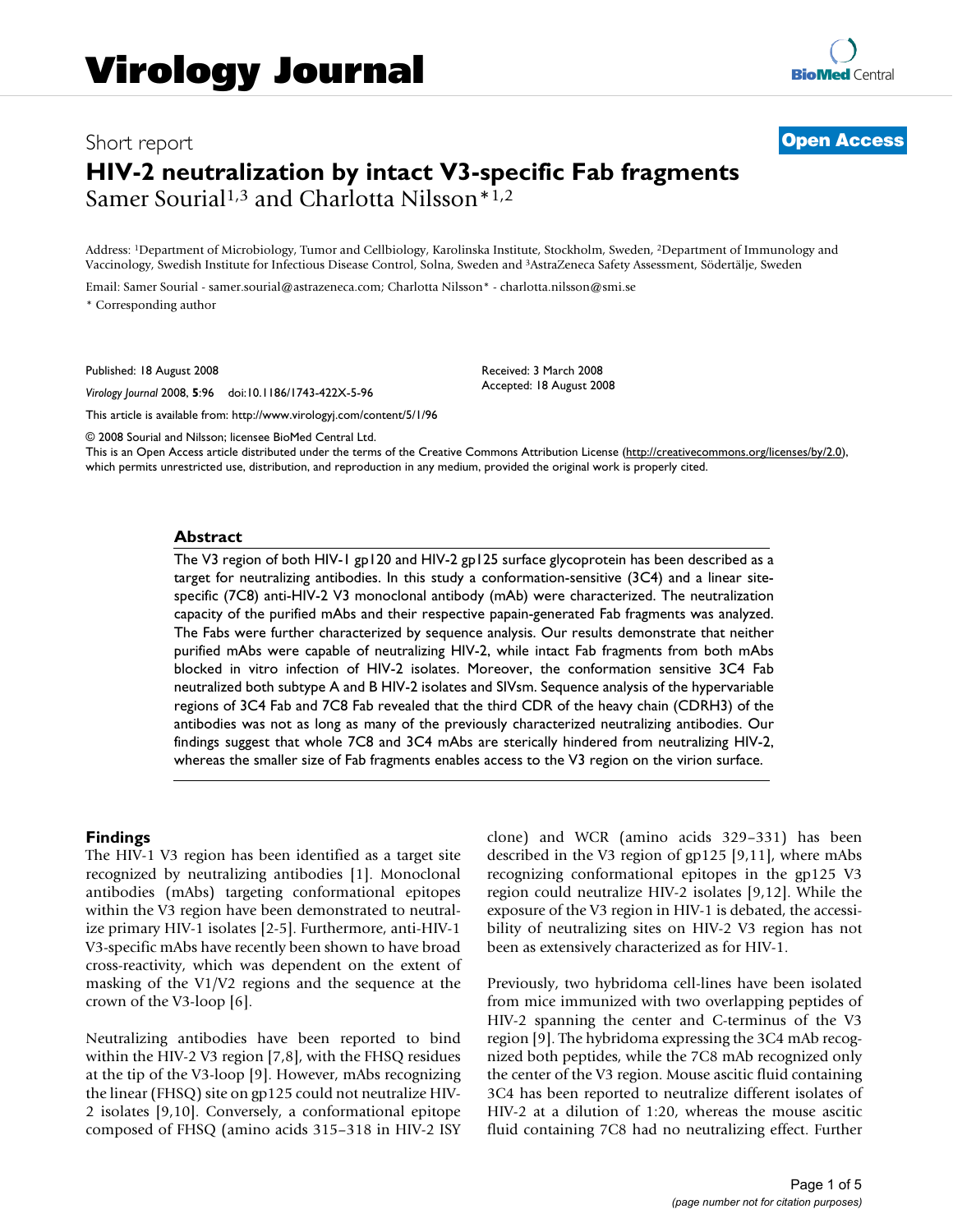Virology Journal

Short report

**Open Access**

# HIV-2 neutralization by intact V3-specific Fab fragments

Samer Sourial[1,3] and Charlotta Nilsson*[1,2]

Address: [1]Department of Microbiology, Tumor and Cellbiology, Karolinska Institute, Stockholm, Sweden, [2]Department of Immunology and Vaccinology, Swedish Institute for Infectious Disease Control, Solna, Sweden and [3]AstraZeneca Safety Assessment, Södertälje, Sweden

Email: Samer Sourial - samer.sourial@astrazeneca.com; Charlotta Nilsson* - charlotta.nilsson@smi.se

* Corresponding author

Published: 18 August 2008

*Virology Journal* 2008, **5**:96 doi:10.1186/1743-422X-5-96

Received: 3 March 2008
Accepted: 18 August 2008

This article is available from: http://www.virologyj.com/content/5/1/96

© 2008 Sourial and Nilsson; licensee BioMed Central Ltd.
This is an Open Access article distributed under the terms of the Creative Commons Attribution License (http://creativecommons.org/licenses/by/2.0), which permits unrestricted use, distribution, and reproduction in any medium, provided the original work is properly cited.

## Abstract

The V3 region of both HIV-1 gp120 and HIV-2 gp125 surface glycoprotein has been described as a target for neutralizing antibodies. In this study a conformation-sensitive (3C4) and a linear site-specific (7C8) anti-HIV-2 V3 monoclonal antibody (mAb) were characterized. The neutralization capacity of the purified mAbs and their respective papain-generated Fab fragments was analyzed. The Fabs were further characterized by sequence analysis. Our results demonstrate that neither purified mAbs were capable of neutralizing HIV-2, while intact Fab fragments from both mAbs blocked in vitro infection of HIV-2 isolates. Moreover, the conformation sensitive 3C4 Fab neutralized both subtype A and B HIV-2 isolates and SIVsm. Sequence analysis of the hypervariable regions of 3C4 Fab and 7C8 Fab revealed that the third CDR of the heavy chain (CDRH3) of the antibodies was not as long as many of the previously characterized neutralizing antibodies. Our findings suggest that whole 7C8 and 3C4 mAbs are sterically hindered from neutralizing HIV-2, whereas the smaller size of Fab fragments enables access to the V3 region on the virion surface.

## Findings

The HIV-1 V3 region has been identified as a target site recognized by neutralizing antibodies [1]. Monoclonal antibodies (mAbs) targeting conformational epitopes within the V3 region have been demonstrated to neutralize primary HIV-1 isolates [2-5]. Furthermore, anti-HIV-1 V3-specific mAbs have recently been shown to have broad cross-reactivity, which was dependent on the extent of masking of the V1/V2 regions and the sequence at the crown of the V3-loop [6].

Neutralizing antibodies have been reported to bind within the HIV-2 V3 region [7,8], with the FHSQ residues at the tip of the V3-loop [9]. However, mAbs recognizing the linear (FHSQ) site on gp125 could not neutralize HIV-2 isolates [9,10]. Conversely, a conformational epitope composed of FHSQ (amino acids 315–318 in HIV-2 ISY clone) and WCR (amino acids 329–331) has been described in the V3 region of gp125 [9,11], where mAbs recognizing conformational epitopes in the gp125 V3 region could neutralize HIV-2 isolates [9,12]. While the exposure of the V3 region in HIV-1 is debated, the accessibility of neutralizing sites on HIV-2 V3 region has not been as extensively characterized as for HIV-1.

Previously, two hybridoma cell-lines have been isolated from mice immunized with two overlapping peptides of HIV-2 spanning the center and C-terminus of the V3 region [9]. The hybridoma expressing the 3C4 mAb recognized both peptides, while the 7C8 mAb recognized only the center of the V3 region. Mouse ascitic fluid containing 3C4 has been reported to neutralize different isolates of HIV-2 at a dilution of 1:20, whereas the mouse ascitic fluid containing 7C8 had no neutralizing effect. Further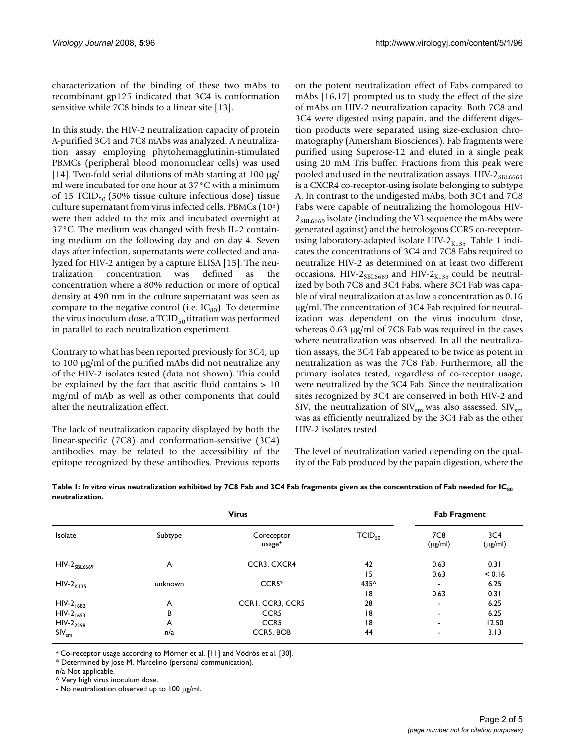characterization of the binding of these two mAbs to recombinant gp125 indicated that 3C4 is conformation sensitive while 7C8 binds to a linear site [13].

In this study, the HIV-2 neutralization capacity of protein A-purified 3C4 and 7C8 mAbs was analyzed. A neutralization assay employing phytohemagglutinin-stimulated PBMCs (peripheral blood mononuclear cells) was used [14]. Two-fold serial dilutions of mAb starting at 100 μg/ml were incubated for one hour at 37°C with a minimum of 15 $TCID_{50}$ (50% tissue culture infectious dose) tissue culture supernatant from virus infected cells. PBMCs ($10^5$) were then added to the mix and incubated overnight at 37°C. The medium was changed with fresh IL-2 containing medium on the following day and on day 4. Seven days after infection, supernatants were collected and analyzed for HIV-2 antigen by a capture ELISA [15]. The neutralization concentration was defined as the concentration where a 80% reduction or more of optical density at 490 nm in the culture supernatant was seen as compare to the negative control (i.e. $IC_{80}$). To determine the virus inoculum dose, a $TCID_{50}$ titration was performed in parallel to each neutralization experiment.

Contrary to what has been reported previously for 3C4, up to 100 μg/ml of the purified mAbs did not neutralize any of the HIV-2 isolates tested (data not shown). This could be explained by the fact that ascitic fluid contains > 10 mg/ml of mAb as well as other components that could alter the neutralization effect.

The lack of neutralization capacity displayed by both the linear-specific (7C8) and conformation-sensitive (3C4) antibodies may be related to the accessibility of the epitope recognized by these antibodies. Previous reports on the potent neutralization effect of Fabs compared to mAbs [16,17] prompted us to study the effect of the size of mAbs on HIV-2 neutralization capacity. Both 7C8 and 3C4 were digested using papain, and the different digestion products were separated using size-exclusion chromatography (Amersham Biosciences). Fab fragments were purified using Superose-12 and eluted in a single peak using 20 mM Tris buffer. Fractions from this peak were pooled and used in the neutralization assays. HIV-$2_{SBL6669}$ is a CXCR4 co-receptor-using isolate belonging to subtype A. In contrast to the undigested mAbs, both 3C4 and 7C8 Fabs were capable of neutralizing the homologous HIV-$2_{SBL6669}$ isolate (including the V3 sequence the mAbs were generated against) and the hetrologous CCR5 co-receptor-using laboratory-adapted isolate HIV-$2_{K135}$. Table 1 indicates the concentrations of 3C4 and 7C8 Fabs required to neutralize HIV-2 as determined on at least two different occasions. HIV-$2_{SBL6669}$ and HIV-$2_{K135}$ could be neutralized by both 7C8 and 3C4 Fabs, where 3C4 Fab was capable of viral neutralization at as low a concentration as 0.16 μg/ml. The concentration of 3C4 Fab required for neutralization was dependent on the virus inoculum dose, whereas 0.63 μg/ml of 7C8 Fab was required in the cases where neutralization was observed. In all the neutralization assays, the 3C4 Fab appeared to be twice as potent in neutralization as was the 7C8 Fab. Furthermore, all the primary isolates tested, regardless of co-receptor usage, were neutralized by the 3C4 Fab. Since the neutralization sites recognized by 3C4 are conserved in both HIV-2 and SIV, the neutralization of $SIV_{sm}$ was also assessed. $SIV_{sm}$ was as efficiently neutralized by the 3C4 Fab as the other HIV-2 isolates tested.

The level of neutralization varied depending on the quality of the Fab produced by the papain digestion, where the

**Table 1: *In vitro* virus neutralization exhibited by 7C8 Fab and 3C4 Fab fragments given as the concentration of Fab needed for $IC_{80}$ neutralization.**

| Virus | | | | Fab Fragment | |
|---|---|---|---|---|---|
| Isolate | Subtype | Coreceptor usage+ | $TCID_{50}$ | 7C8 (μg/ml) | 3C4 (μg/ml) |
| HIV-$2_{SBL6669}$ | A | CCR3, CXCR4 | 42 | 0.63 | 0.31 |
| | | | 15 | 0.63 | < 0.16 |
| HIV-$2_{K135}$ | unknown | CCR5* | 435^ | - | 6.25 |
| | | | 18 | 0.63 | 0.31 |
| HIV-$2_{1682}$ | A | CCR1, CCR3, CCR5 | 28 | - | 6.25 |
| HIV-$2_{1653}$ | B | CCR5 | 18 | - | 6.25 |
| HIV-$2_{2298}$ | A | CCR5 | 18 | - | 12.50 |
| $SIV_{sm}$ | n/a | CCR5, BOB | 44 | - | 3.13 |

+ Co-receptor usage according to Mörner et al. [11] and Vödrös et al. [30].
* Determined by Jose M. Marcelino (personal communication).
n/a Not applicable.
^ Very high virus inoculum dose.
- No neutralization observed up to 100 μg/ml.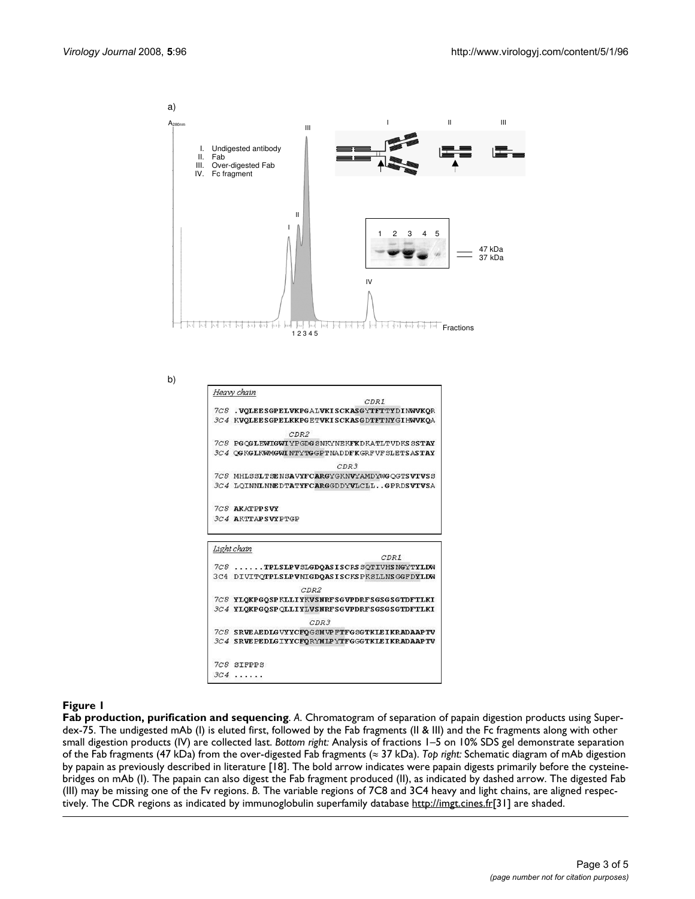a)

b)

## Figure 1

**Fab production, purification and sequencing**. *A.* Chromatogram of separation of papain digestion products using Superdex-75. The undigested mAb (I) is eluted first, followed by the Fab fragments (II & III) and the Fc fragments along with other small digestion products (IV) are collected last. *Bottom right:* Analysis of fractions 1–5 on 10% SDS gel demonstrate separation of the Fab fragments (47 kDa) from the over-digested Fab fragments (≈ 37 kDa). *Top right:* Schematic diagram of mAb digestion by papain as previously described in literature [18]. The bold arrow indicates were papain digests primarily before the cysteine-bridges on mAb (I). The papain can also digest the Fab fragment produced (II), as indicated by dashed arrow. The digested Fab (III) may be missing one of the Fv regions. *B.* The variable regions of 7C8 and 3C4 heavy and light chains, are aligned respectively. The CDR regions as indicated by immunoglobulin superfamily database http://imgt.cines.fr[31] are shaded.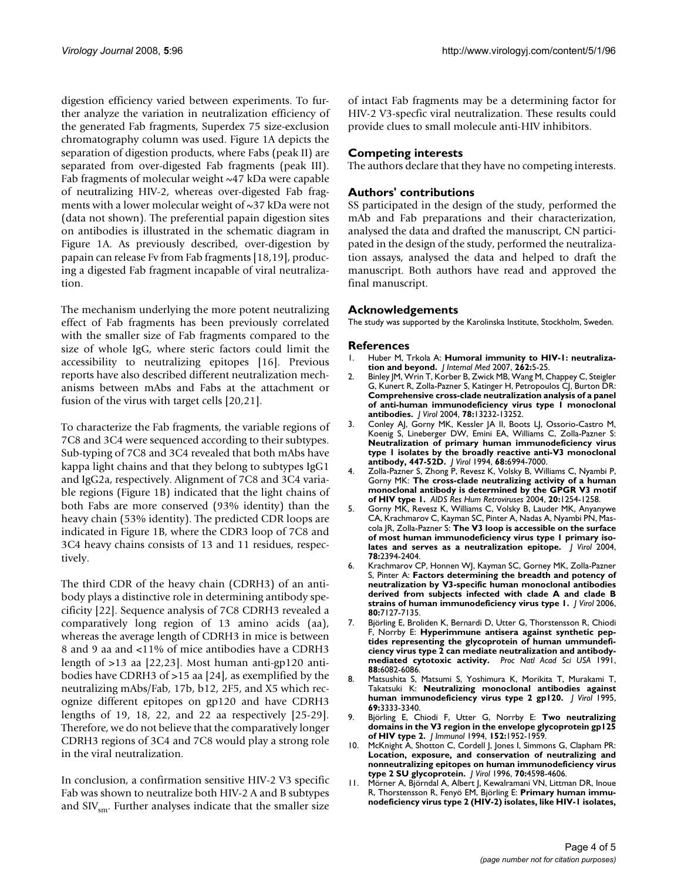digestion efficiency varied between experiments. To further analyze the variation in neutralization efficiency of the generated Fab fragments, Superdex 75 size-exclusion chromatography column was used. Figure 1A depicts the separation of digestion products, where Fabs (peak II) are separated from over-digested Fab fragments (peak III). Fab fragments of molecular weight ~47 kDa were capable of neutralizing HIV-2, whereas over-digested Fab fragments with a lower molecular weight of ~37 kDa were not (data not shown). The preferential papain digestion sites on antibodies is illustrated in the schematic diagram in Figure 1A. As previously described, over-digestion by papain can release Fv from Fab fragments [18,19], producing a digested Fab fragment incapable of viral neutralization.

The mechanism underlying the more potent neutralizing effect of Fab fragments has been previously correlated with the smaller size of Fab fragments compared to the size of whole IgG, where steric factors could limit the accessibility to neutralizing epitopes [16]. Previous reports have also described different neutralization mechanisms between mAbs and Fabs at the attachment or fusion of the virus with target cells [20,21].

To characterize the Fab fragments, the variable regions of 7C8 and 3C4 were sequenced according to their subtypes. Sub-typing of 7C8 and 3C4 revealed that both mAbs have kappa light chains and that they belong to subtypes IgG1 and IgG2a, respectively. Alignment of 7C8 and 3C4 variable regions (Figure 1B) indicated that the light chains of both Fabs are more conserved (93% identity) than the heavy chain (53% identity). The predicted CDR loops are indicated in Figure 1B, where the CDR3 loop of 7C8 and 3C4 heavy chains consists of 13 and 11 residues, respectively.

The third CDR of the heavy chain (CDRH3) of an antibody plays a distinctive role in determining antibody specificity [22]. Sequence analysis of 7C8 CDRH3 revealed a comparatively long region of 13 amino acids (aa), whereas the average length of CDRH3 in mice is between 8 and 9 aa and <11% of mice antibodies have a CDRH3 length of >13 aa [22,23]. Most human anti-gp120 antibodies have CDRH3 of >15 aa [24], as exemplified by the neutralizing mAbs/Fab, 17b, b12, 2F5, and X5 which recognize different epitopes on gp120 and have CDRH3 lengths of 19, 18, 22, and 22 aa respectively [25-29]. Therefore, we do not believe that the comparatively longer CDRH3 regions of 3C4 and 7C8 would play a strong role in the viral neutralization.

In conclusion, a confirmation sensitive HIV-2 V3 specific Fab was shown to neutralize both HIV-2 A and B subtypes and $SIV_{sm}$. Further analyses indicate that the smaller size of intact Fab fragments may be a determining factor for HIV-2 V3-specfic viral neutralization. These results could provide clues to small molecule anti-HIV inhibitors.

## Competing interests

The authors declare that they have no competing interests.

## Authors' contributions

SS participated in the design of the study, performed the mAb and Fab preparations and their characterization, analysed the data and drafted the manuscript, CN participated in the design of the study, performed the neutralization assays, analysed the data and helped to draft the manuscript. Both authors have read and approved the final manuscript.

## Acknowledgements

The study was supported by the Karolinska Institute, Stockholm, Sweden.

## References

1. Huber M, Trkola A: **Humoral immunity to HIV-1: neutralization and beyond.** *J Internal Med* 2007, **262:**5-25.
2. Binley JM, Wrin T, Korber B, Zwick MB, Wang M, Chappey C, Steigler G, Kunert R, Zolla-Pazner S, Katinger H, Petropoulos CJ, Burton DR: **Comprehensive cross-clade neutralization analysis of a panel of anti-human immunodeficiency virus type 1 monoclonal antibodies.** *J Virol* 2004, **78:**13232-13252.
3. Conley AJ, Gorny MK, Kessler JA II, Boots LJ, Ossorio-Castro M, Koenig S, Lineberger DW, Emini EA, Williams C, Zolla-Pazner S: **Neutralization of primary human immunodeficiency virus type 1 isolates by the broadly reactive anti-V3 monoclonal antibody, 447-52D.** *J Virol* 1994, **68:**6994-7000.
4. Zolla-Pazner S, Zhong P, Revesz K, Volsky B, Williams C, Nyambi P, Gorny MK: **The cross-clade neutralizing activity of a human monoclonal antibody is determined by the GPGR V3 motif of HIV type 1.** *AIDS Res Hum Retroviruses* 2004, **20:**1254-1258.
5. Gorny MK, Revesz K, Williams C, Volsky B, Lauder MK, Anyanywe CA, Krachmarov C, Kayman SC, Pinter A, Nadas A, Nyambi PN, Mascola JR, Zolla-Pazner S: **The V3 loop is accessible on the surface of most human immunodeficiency virus type 1 primary isolates and serves as a neutralization epitope.** *J Virol* 2004, **78:**2394-2404.
6. Krachmarov CP, Honnen WJ, Kayman SC, Gorney MK, Zolla-Pazner S, Pinter A: **Factors determining the breadth and potency of neutralization by V3-specific human monoclonal antibodies derived from subjects infected with clade A and clade B strains of human immunodeficiency virus type 1.** *J Virol* 2006, **80:**7127-7135.
7. Björling E, Broliden K, Bernardi D, Utter G, Thorstensson R, Chiodi F, Norrby E: **Hyperimmune antisera against synthetic peptides representing the glycoprotein of human ummundeficiency virus type 2 can mediate neutralization and antibody-mediated cytotoxic activity.** *Proc Natl Acad Sci USA* 1991, **88:**6082-6086.
8. Matsushita S, Matsumi S, Yoshimura K, Morikita T, Murakami T, Takatsuki K: **Neutralizing monoclonal antibodies against human immunodeficiency virus type 2 gp120.** *J Virol* 1995, **69:**3333-3340.
9. Björling E, Chiodi F, Utter G, Norrby E: **Two neutralizing domains in the V3 region in the envelope glycoprotein gp125 of HIV type 2.** *J Immunol* 1994, **152:**1952-1959.
10. McKnight A, Shotton C, Cordell J, Jones I, Simmons G, Clapham PR: **Location, exposure, and conservation of neutralizing and nonneutralizing epitopes on human immunodeficiency virus type 2 SU glycoprotein.** *J Virol* 1996, **70:**4598-4606.
11. Mörner A, Björndal A, Albert J, Kewalramani VN, Littman DR, Inoue R, Thorstensson R, Fenyö EM, Björling E: **Primary human immunodeficiency virus type 2 (HIV-2) isolates, like HIV-1 isolates,**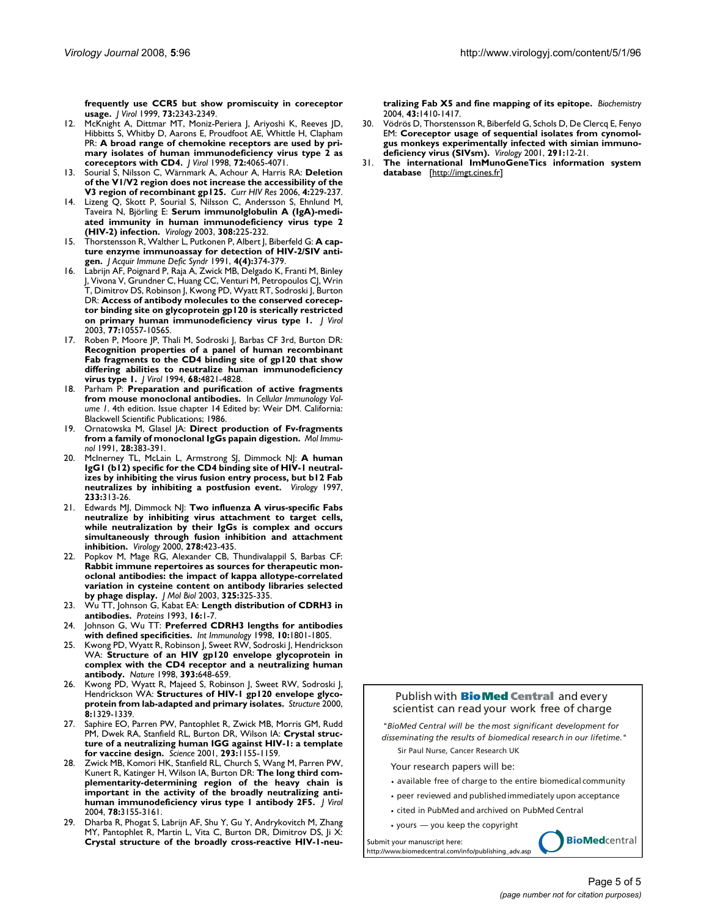**frequently use CCR5 but show promiscuity in coreceptor usage.** *J Virol* 1999, **73:**2343-2349.

12. McKnight A, Dittmar MT, Moniz-Periera J, Ariyoshi K, Reeves JD, Hibbitts S, Whitby D, Aarons E, Proudfoot AE, Whittle H, Clapham PR: **A broad range of chemokine receptors are used by primary isolates of human immunodeficiency virus type 2 as coreceptors with CD4.** *J Virol* 1998, **72:**4065-4071.
13. Sourial S, Nilsson C, Wärnmark A, Achour A, Harris RA: **Deletion of the V1/V2 region does not increase the accessibility of the V3 region of recombinant gp125.** *Curr HIV Res* 2006, **4:**229-237.
14. Lizeng Q, Skott P, Sourial S, Nilsson C, Andersson S, Ehnlund M, Taveira N, Björling E: **Serum immunolgobulin A (IgA)-mediated immunity in human immunodeficiency virus type 2 (HIV-2) infection.** *Virology* 2003, **308:**225-232.
15. Thorstensson R, Walther L, Putkonen P, Albert J, Biberfeld G: **A capture enzyme immunoassay for detection of HIV-2/SIV antigen.** *J Acquir Immune Defic Syndr* 1991, **4(4):**374-379.
16. Labrijn AF, Poignard P, Raja A, Zwick MB, Delgado K, Franti M, Binley J, Vivona V, Grundner C, Huang CC, Venturi M, Petropoulos CJ, Wrin T, Dimitrov DS, Robinson J, Kwong PD, Wyatt RT, Sodroski J, Burton DR: **Access of antibody molecules to the conserved coreceptor binding site on glycoprotein gp120 is sterically restricted on primary human immunodeficiency virus type 1.** *J Virol* 2003, **77:**10557-10565.
17. Roben P, Moore JP, Thali M, Sodroski J, Barbas CF 3rd, Burton DR: **Recognition properties of a panel of human recombinant Fab fragments to the CD4 binding site of gp120 that show differing abilities to neutralize human immunodeficiency virus type 1.** *J Virol* 1994, **68:**4821-4828.
18. Parham P: **Preparation and purification of active fragments from mouse monoclonal antibodies.** In *Cellular Immunology Volume 1*. 4th edition. Issue chapter 14 Edited by: Weir DM. California: Blackwell Scientific Publications; 1986.
19. Ornatowska M, Glasel JA: **Direct production of Fv-fragments from a family of monoclonal IgGs papain digestion.** *Mol Immunol* 1991, **28:**383-391.
20. McInerney TL, McLain L, Armstrong SJ, Dimmock NJ: **A human IgG1 (b12) specific for the CD4 binding site of HIV-1 neutralizes by inhibiting the virus fusion entry process, but b12 Fab neutralizes by inhibiting a postfusion event.** *Virology* 1997, **233:**313-26.
21. Edwards MJ, Dimmock NJ: **Two influenza A virus-specific Fabs neutralize by inhibiting virus attachment to target cells, while neutralization by their IgGs is complex and occurs simultaneously through fusion inhibition and attachment inhibition.** *Virology* 2000, **278:**423-435.
22. Popkov M, Mage RG, Alexander CB, Thundivalappil S, Barbas CF: **Rabbit immune repertoires as sources for therapeutic monoclonal antibodies: the impact of kappa allotype-correlated variation in cysteine content on antibody libraries selected by phage display.** *J Mol Biol* 2003, **325:**325-335.
23. Wu TT, Johnson G, Kabat EA: **Length distribution of CDRH3 in antibodies.** *Proteins* 1993, **16:**1-7.
24. Johnson G, Wu TT: **Preferred CDRH3 lengths for antibodies with defined specificities.** *Int Immunology* 1998, **10:**1801-1805.
25. Kwong PD, Wyatt R, Robinson J, Sweet RW, Sodroski J, Hendrickson WA: **Structure of an HIV gp120 envelope glycoprotein in complex with the CD4 receptor and a neutralizing human antibody.** *Nature* 1998, **393:**648-659.
26. Kwong PD, Wyatt R, Majeed S, Robinson J, Sweet RW, Sodroski J, Hendrickson WA: **Structures of HIV-1 gp120 envelope glycoprotein from lab-adapted and primary isolates.** *Structure* 2000, **8:**1329-1339.
27. Saphire EO, Parren PW, Pantophlet R, Zwick MB, Morris GM, Rudd PM, Dwek RA, Stanfield RL, Burton DR, Wilson IA: **Crystal structure of a neutralizing human IGG against HIV-1: a template for vaccine design.** *Science* 2001, **293:**1155-1159.
28. Zwick MB, Komori HK, Stanfield RL, Church S, Wang M, Parren PW, Kunert R, Katinger H, Wilson IA, Burton DR: **The long third complementarity-determining region of the heavy chain is important in the activity of the broadly neutralizing anti-human immunodeficiency virus type 1 antibody 2F5.** *J Virol* 2004, **78:**3155-3161.
29. Dharba R, Phogat S, Labrijn AF, Shu Y, Gu Y, Andrykovitch M, Zhang MY, Pantophlet R, Martin L, Vita C, Burton DR, Dimitrov DS, Ji X: **Crystal structure of the broadly cross-reactive HIV-1-neutralizing Fab X5 and fine mapping of its epitope.** *Biochemistry* 2004, **43:**1410-1417.
30. Vödrös D, Thorstensson R, Biberfeld G, Schols D, De Clercq E, Fenyo EM: **Coreceptor usage of sequential isolates from cynomolgus monkeys experimentally infected with simian immunodeficiency virus (SIVsm).** *Virology* 2001, **291:**12-21.
31. **The international ImMunoGeneTics information system database** [http://imgt.cines.fr]

Publish with **BioMed Central** and every scientist can read your work free of charge

*"BioMed Central will be the most significant development for disseminating the results of biomedical research in our lifetime."*

Sir Paul Nurse, Cancer Research UK

Your research papers will be:

- available free of charge to the entire biomedical community
- peer reviewed and published immediately upon acceptance
- cited in PubMed and archived on PubMed Central
- yours — you keep the copyright

Submit your manuscript here:
http://www.biomedcentral.com/info/publishing_adv.asp

BioMedcentral